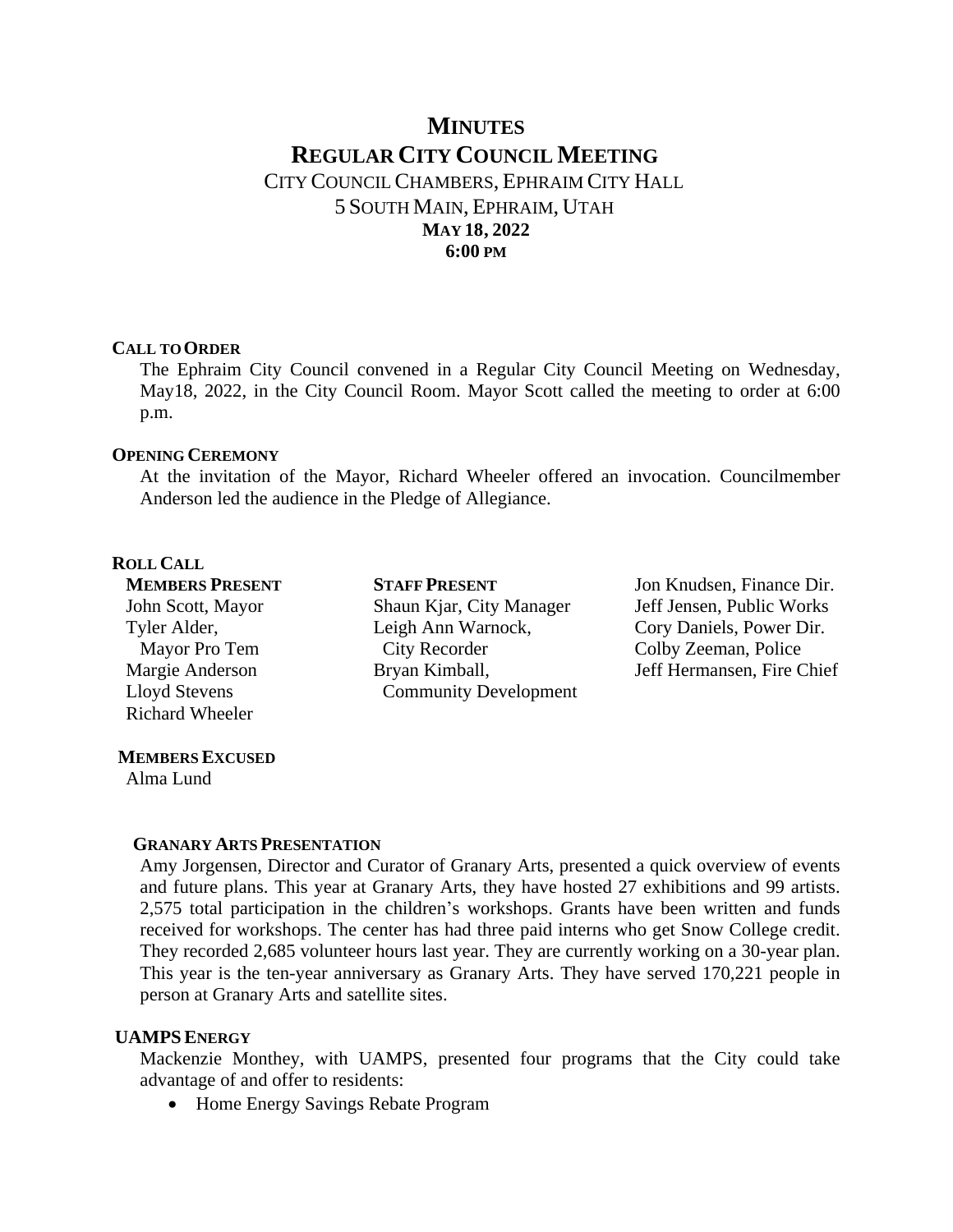# MINUTES
# REGULAR CITY COUNCIL MEETING

CITY COUNCIL CHAMBERS, EPHRAIM CITY HALL
5 SOUTH MAIN, EPHRAIM, UTAH
**MAY 18, 2022**
**6:00 PM**

### CALL TO ORDER

The Ephraim City Council convened in a Regular City Council Meeting on Wednesday, May18, 2022, in the City Council Room. Mayor Scott called the meeting to order at 6:00 p.m.

### OPENING CEREMONY

At the invitation of the Mayor, Richard Wheeler offered an invocation. Councilmember Anderson led the audience in the Pledge of Allegiance.

### ROLL CALL

**MEMBERS PRESENT**
John Scott, Mayor
Tyler Alder, Mayor Pro Tem
Margie Anderson
Lloyd Stevens
Richard Wheeler

**STAFF PRESENT**
Shaun Kjar, City Manager
Leigh Ann Warnock, City Recorder
Bryan Kimball, Community Development
Jon Knudsen, Finance Dir.
Jeff Jensen, Public Works
Cory Daniels, Power Dir.
Colby Zeeman, Police
Jeff Hermansen, Fire Chief

**MEMBERS EXCUSED**
Alma Lund

### GRANARY ARTS PRESENTATION

Amy Jorgensen, Director and Curator of Granary Arts, presented a quick overview of events and future plans. This year at Granary Arts, they have hosted 27 exhibitions and 99 artists. 2,575 total participation in the children's workshops. Grants have been written and funds received for workshops. The center has had three paid interns who get Snow College credit. They recorded 2,685 volunteer hours last year. They are currently working on a 30-year plan. This year is the ten-year anniversary as Granary Arts. They have served 170,221 people in person at Granary Arts and satellite sites.

### UAMPS ENERGY

Mackenzie Monthey, with UAMPS, presented four programs that the City could take advantage of and offer to residents:

- Home Energy Savings Rebate Program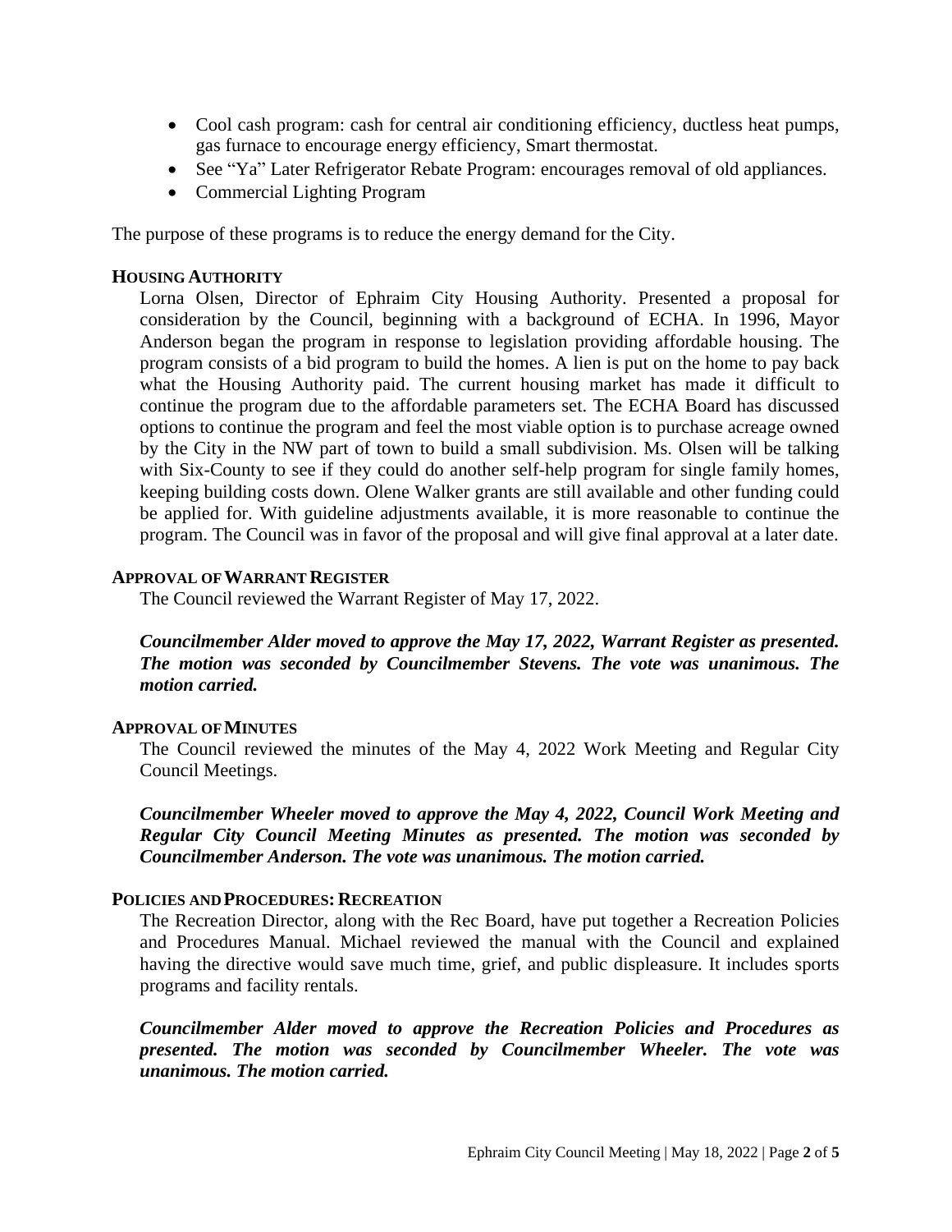- Cool cash program: cash for central air conditioning efficiency, ductless heat pumps, gas furnace to encourage energy efficiency, Smart thermostat.
- See "Ya" Later Refrigerator Rebate Program: encourages removal of old appliances.
- Commercial Lighting Program

The purpose of these programs is to reduce the energy demand for the City.

**HOUSING AUTHORITY**

Lorna Olsen, Director of Ephraim City Housing Authority. Presented a proposal for consideration by the Council, beginning with a background of ECHA. In 1996, Mayor Anderson began the program in response to legislation providing affordable housing. The program consists of a bid program to build the homes. A lien is put on the home to pay back what the Housing Authority paid. The current housing market has made it difficult to continue the program due to the affordable parameters set. The ECHA Board has discussed options to continue the program and feel the most viable option is to purchase acreage owned by the City in the NW part of town to build a small subdivision. Ms. Olsen will be talking with Six-County to see if they could do another self-help program for single family homes, keeping building costs down. Olene Walker grants are still available and other funding could be applied for. With guideline adjustments available, it is more reasonable to continue the program. The Council was in favor of the proposal and will give final approval at a later date.

**APPROVAL OF WARRANT REGISTER**

The Council reviewed the Warrant Register of May 17, 2022.

***Councilmember Alder moved to approve the May 17, 2022, Warrant Register as presented. The motion was seconded by Councilmember Stevens. The vote was unanimous. The motion carried.***

**APPROVAL OF MINUTES**

The Council reviewed the minutes of the May 4, 2022 Work Meeting and Regular City Council Meetings.

***Councilmember Wheeler moved to approve the May 4, 2022, Council Work Meeting and Regular City Council Meeting Minutes as presented. The motion was seconded by Councilmember Anderson. The vote was unanimous. The motion carried.***

**POLICIES AND PROCEDURES: RECREATION**

The Recreation Director, along with the Rec Board, have put together a Recreation Policies and Procedures Manual. Michael reviewed the manual with the Council and explained having the directive would save much time, grief, and public displeasure. It includes sports programs and facility rentals.

***Councilmember Alder moved to approve the Recreation Policies and Procedures as presented. The motion was seconded by Councilmember Wheeler. The vote was unanimous. The motion carried.***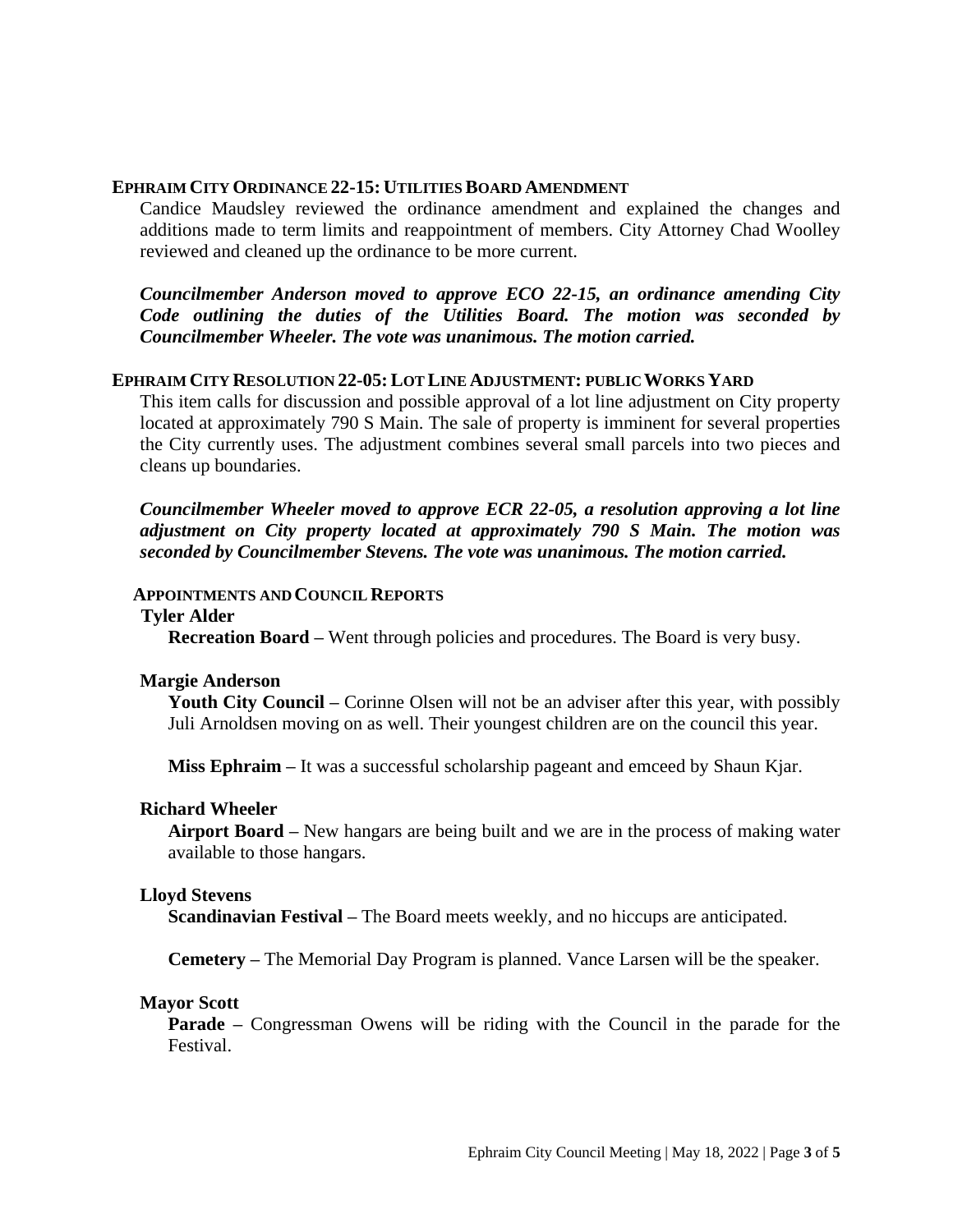## EPHRAIM CITY ORDINANCE 22-15: UTILITIES BOARD AMENDMENT

Candice Maudsley reviewed the ordinance amendment and explained the changes and additions made to term limits and reappointment of members. City Attorney Chad Woolley reviewed and cleaned up the ordinance to be more current.

***Councilmember Anderson moved to approve ECO 22-15, an ordinance amending City Code outlining the duties of the Utilities Board. The motion was seconded by Councilmember Wheeler. The vote was unanimous. The motion carried.***

## EPHRAIM CITY RESOLUTION 22-05: LOT LINE ADJUSTMENT: PUBLIC WORKS YARD

This item calls for discussion and possible approval of a lot line adjustment on City property located at approximately 790 S Main. The sale of property is imminent for several properties the City currently uses. The adjustment combines several small parcels into two pieces and cleans up boundaries.

***Councilmember Wheeler moved to approve ECR 22-05, a resolution approving a lot line adjustment on City property located at approximately 790 S Main. The motion was seconded by Councilmember Stevens. The vote was unanimous. The motion carried.***

## APPOINTMENTS AND COUNCIL REPORTS

**Tyler Alder**

**Recreation Board –** Went through policies and procedures. The Board is very busy.

**Margie Anderson**

**Youth City Council –** Corinne Olsen will not be an adviser after this year, with possibly Juli Arnoldsen moving on as well. Their youngest children are on the council this year.

**Miss Ephraim –** It was a successful scholarship pageant and emceed by Shaun Kjar.

**Richard Wheeler**

**Airport Board –** New hangars are being built and we are in the process of making water available to those hangars.

**Lloyd Stevens**

**Scandinavian Festival –** The Board meets weekly, and no hiccups are anticipated.

**Cemetery –** The Memorial Day Program is planned. Vance Larsen will be the speaker.

**Mayor Scott**

**Parade –** Congressman Owens will be riding with the Council in the parade for the Festival.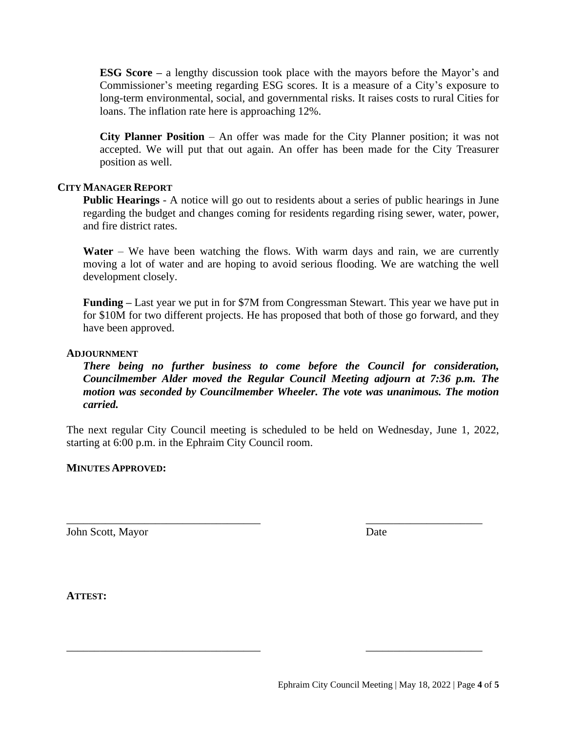**ESG Score –** a lengthy discussion took place with the mayors before the Mayor's and Commissioner's meeting regarding ESG scores. It is a measure of a City's exposure to long-term environmental, social, and governmental risks. It raises costs to rural Cities for loans. The inflation rate here is approaching 12%.

**City Planner Position** – An offer was made for the City Planner position; it was not accepted. We will put that out again. An offer has been made for the City Treasurer position as well.

**CITY MANAGER REPORT**

**Public Hearings** - A notice will go out to residents about a series of public hearings in June regarding the budget and changes coming for residents regarding rising sewer, water, power, and fire district rates.

**Water** – We have been watching the flows. With warm days and rain, we are currently moving a lot of water and are hoping to avoid serious flooding. We are watching the well development closely.

**Funding –** Last year we put in for $7M from Congressman Stewart. This year we have put in for $10M for two different projects. He has proposed that both of those go forward, and they have been approved.

**ADJOURNMENT**

***There being no further business to come before the Council for consideration, Councilmember Alder moved the Regular Council Meeting adjourn at 7:36 p.m. The motion was seconded by Councilmember Wheeler. The vote was unanimous. The motion carried.***

The next regular City Council meeting is scheduled to be held on Wednesday, June 1, 2022, starting at 6:00 p.m. in the Ephraim City Council room.

**MINUTES APPROVED:**

___________________________________ _____________________

John Scott, Mayor Date

**ATTEST:**

___________________________________ _____________________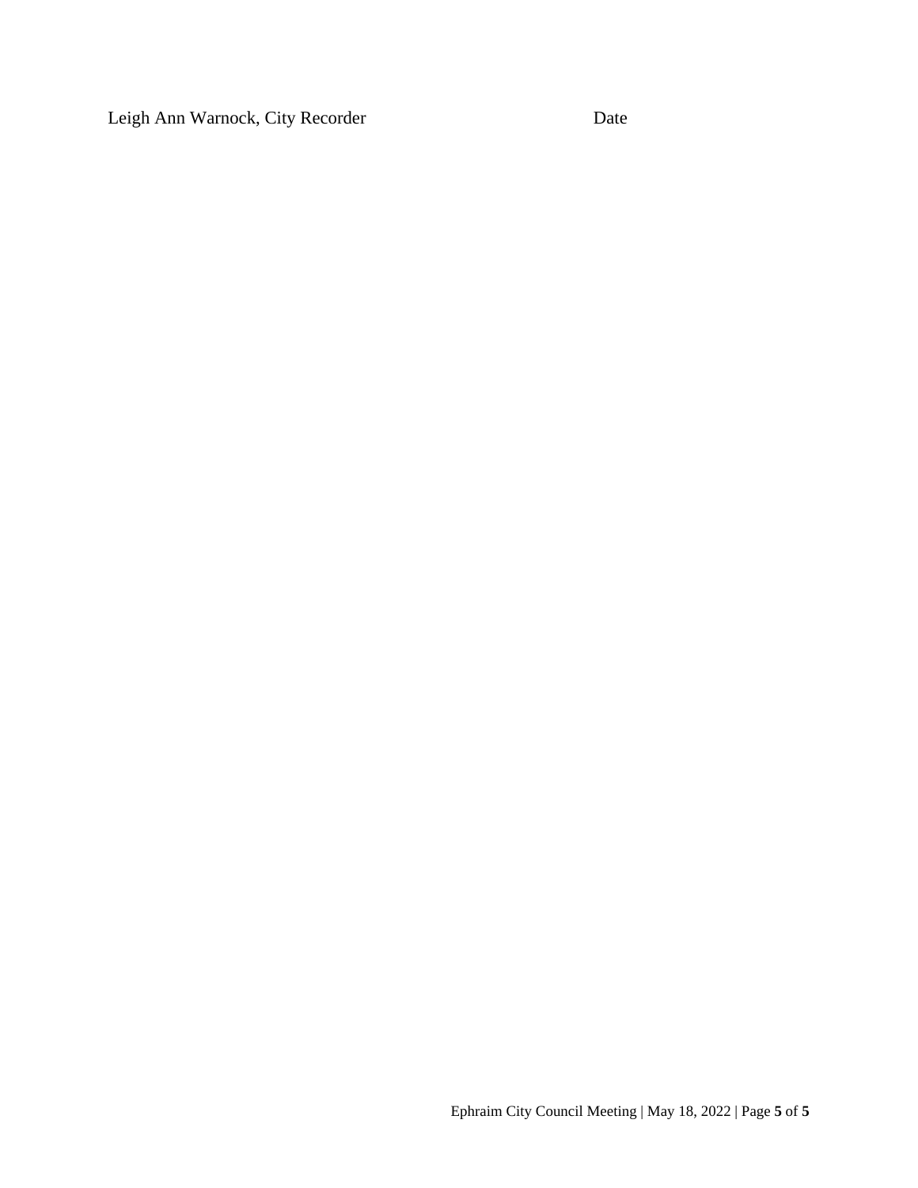Leigh Ann Warnock, City Recorder Date